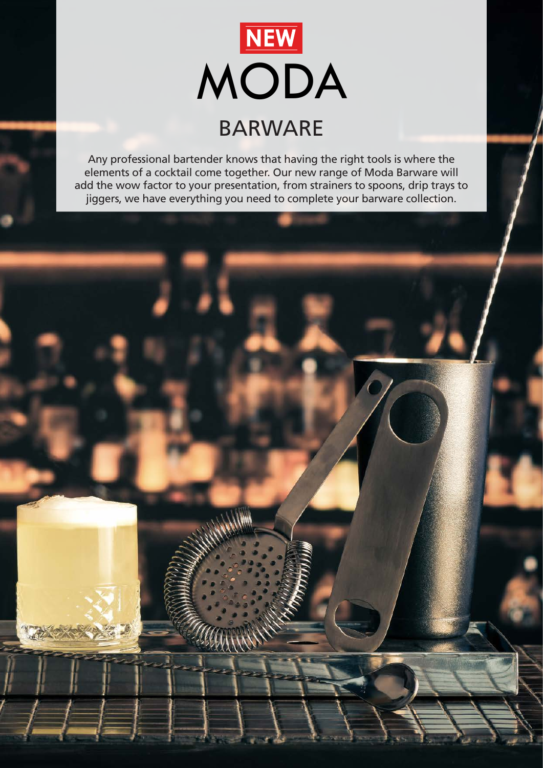**NEW**

# MODA

## BARWARE

Any professional bartender knows that having the right tools is where the elements of a cocktail come together. Our new range of Moda Barware will add the wow factor to your presentation, from strainers to spoons, drip trays to jiggers, we have everything you need to complete your barware collection.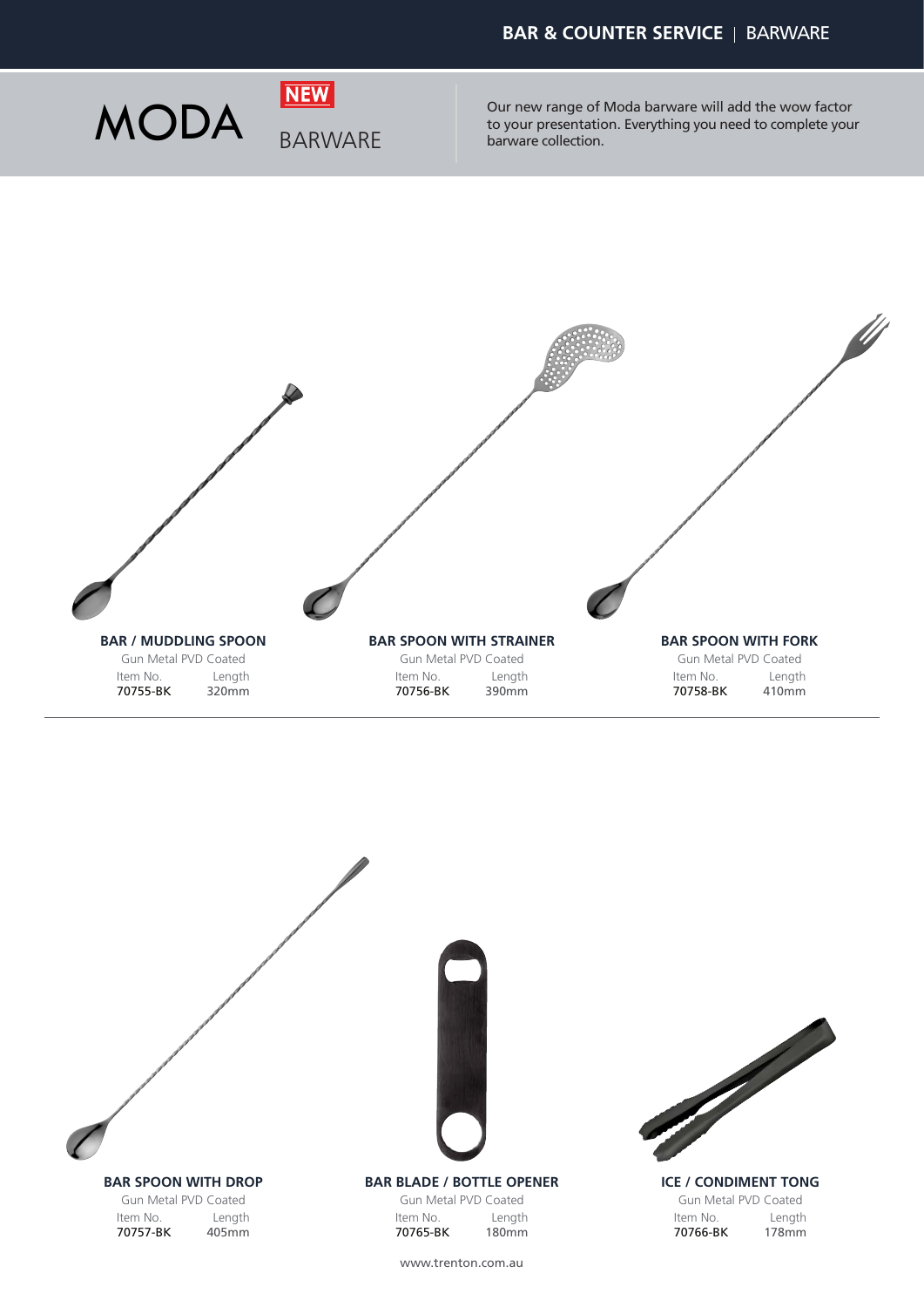# MODA **NEW** BARWARE

Our new range of Moda barware will add the wow factor to your presentation. Everything you need to complete your barware collection.

### BAR / MUDDLING SPOON

Gun Metal PVD Coated

| Item No. | Length |
|---|---|
| 70755-BK | 320mm |

### BAR SPOON WITH STRAINER

Gun Metal PVD Coated

| Item No. | Length |
|---|---|
| 70756-BK | 390mm |

### BAR SPOON WITH FORK

Gun Metal PVD Coated

| Item No. | Length |
|---|---|
| 70758-BK | 410mm |

### BAR SPOON WITH DROP

Gun Metal PVD Coated

| Item No. | Length |
|---|---|
| 70757-BK | 405mm |

### BAR BLADE / BOTTLE OPENER

Gun Metal PVD Coated

| Item No. | Length |
|---|---|
| 70765-BK | 180mm |

### ICE / CONDIMENT TONG

Gun Metal PVD Coated

| Item No. | Length |
|---|---|
| 70766-BK | 178mm |

www.trenton.com.au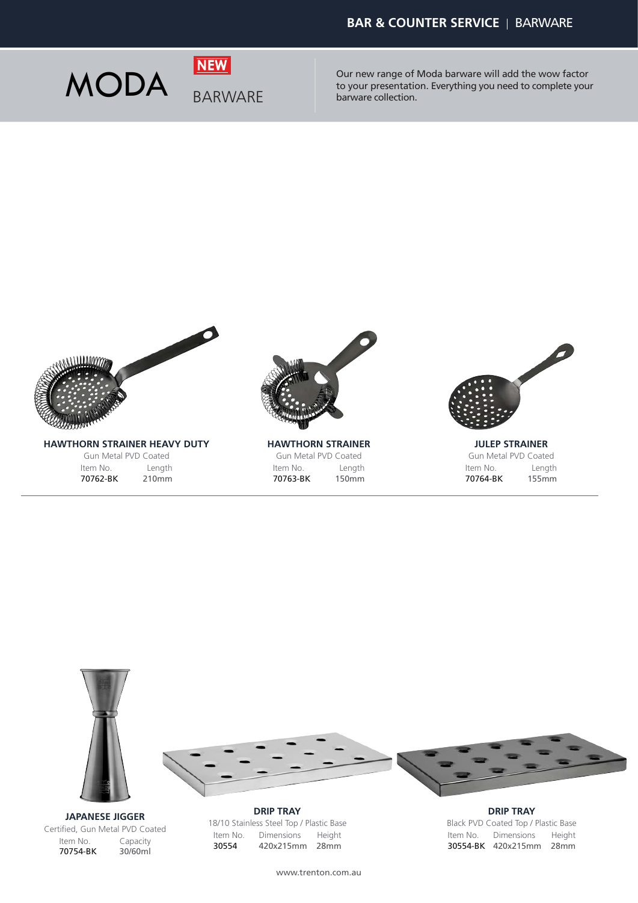# MODA **NEW** BARWARE

Our new range of Moda barware will add the wow factor to your presentation. Everything you need to complete your barware collection.

**HAWTHORN STRAINER HEAVY DUTY**

Gun Metal PVD Coated

| Item No. | Length |
| --- | --- |
| 70762-BK | 210mm |

**HAWTHORN STRAINER**

Gun Metal PVD Coated

| Item No. | Length |
| --- | --- |
| 70763-BK | 150mm |

**JULEP STRAINER**

Gun Metal PVD Coated

| Item No. | Length |
| --- | --- |
| 70764-BK | 155mm |

**JAPANESE JIGGER**

Certified, Gun Metal PVD Coated

| Item No. | Capacity |
| --- | --- |
| 70754-BK | 30/60ml |

**DRIP TRAY**

18/10 Stainless Steel Top / Plastic Base

| Item No. | Dimensions | Height |
| --- | --- | --- |
| 30554 | 420x215mm | 28mm |

**DRIP TRAY**

Black PVD Coated Top / Plastic Base

| Item No. | Dimensions | Height |
| --- | --- | --- |
| 30554-BK | 420x215mm | 28mm |

www.trenton.com.au